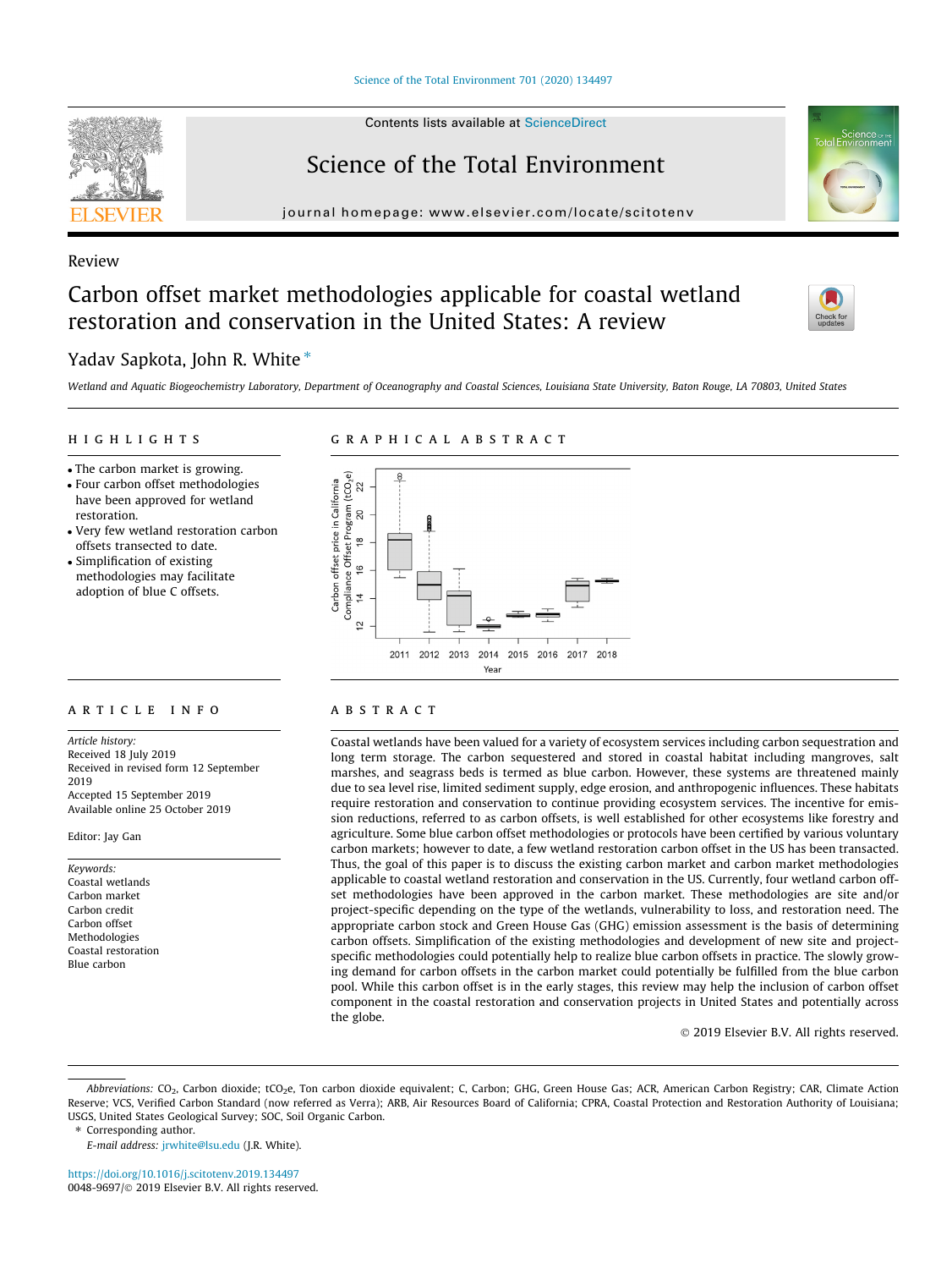Review

# Carbon offset market methodologies applicable for coastal wetland restoration and conservation in the United States: A review

Yadav Sapkota, John R. White *

*Wetland and Aquatic Biogeochemistry Laboratory, Department of Oceanography and Coastal Sciences, Louisiana State University, Baton Rouge, LA 70803, United States*

## HIGHLIGHTS

- The carbon market is growing.
- Four carbon offset methodologies have been approved for wetland restoration.
- Very few wetland restoration carbon offsets transected to date.
- Simplification of existing methodologies may facilitate adoption of blue C offsets.

## GRAPHICAL ABSTRACT

## ARTICLE INFO

*Article history:*
Received 18 July 2019
Received in revised form 12 September 2019
Accepted 15 September 2019
Available online 25 October 2019

Editor: Jay Gan

*Keywords:*
Coastal wetlands
Carbon market
Carbon credit
Carbon offset
Methodologies
Coastal restoration
Blue carbon

## ABSTRACT

Coastal wetlands have been valued for a variety of ecosystem services including carbon sequestration and long term storage. The carbon sequestered and stored in coastal habitat including mangroves, salt marshes, and seagrass beds is termed as blue carbon. However, these systems are threatened mainly due to sea level rise, limited sediment supply, edge erosion, and anthropogenic influences. These habitats require restoration and conservation to continue providing ecosystem services. The incentive for emission reductions, referred to as carbon offsets, is well established for other ecosystems like forestry and agriculture. Some blue carbon offset methodologies or protocols have been certified by various voluntary carbon markets; however to date, a few wetland restoration carbon offset in the US has been transacted. Thus, the goal of this paper is to discuss the existing carbon market and carbon market methodologies applicable to coastal wetland restoration and conservation in the US. Currently, four wetland carbon offset methodologies have been approved in the carbon market. These methodologies are site and/or project-specific depending on the type of the wetlands, vulnerability to loss, and restoration need. The appropriate carbon stock and Green House Gas (GHG) emission assessment is the basis of determining carbon offsets. Simplification of the existing methodologies and development of new site and project-specific methodologies could potentially help to realize blue carbon offsets in practice. The slowly growing demand for carbon offsets in the carbon market could potentially be fulfilled from the blue carbon pool. While this carbon offset is in the early stages, this review may help the inclusion of carbon offset component in the coastal restoration and conservation projects in United States and potentially across the globe.

© 2019 Elsevier B.V. All rights reserved.

---

*Abbreviations:* $CO_2$, Carbon dioxide; $tCO_2e$, Ton carbon dioxide equivalent; C, Carbon; GHG, Green House Gas; ACR, American Carbon Registry; CAR, Climate Action Reserve; VCS, Verified Carbon Standard (now referred as Verra); ARB, Air Resources Board of California; CPRA, Coastal Protection and Restoration Authority of Louisiana; USGS, United States Geological Survey; SOC, Soil Organic Carbon.

* Corresponding author.

*E-mail address:* jrwhite@lsu.edu (J.R. White).

https://doi.org/10.1016/j.scitotenv.2019.134497
0048-9697/© 2019 Elsevier B.V. All rights reserved.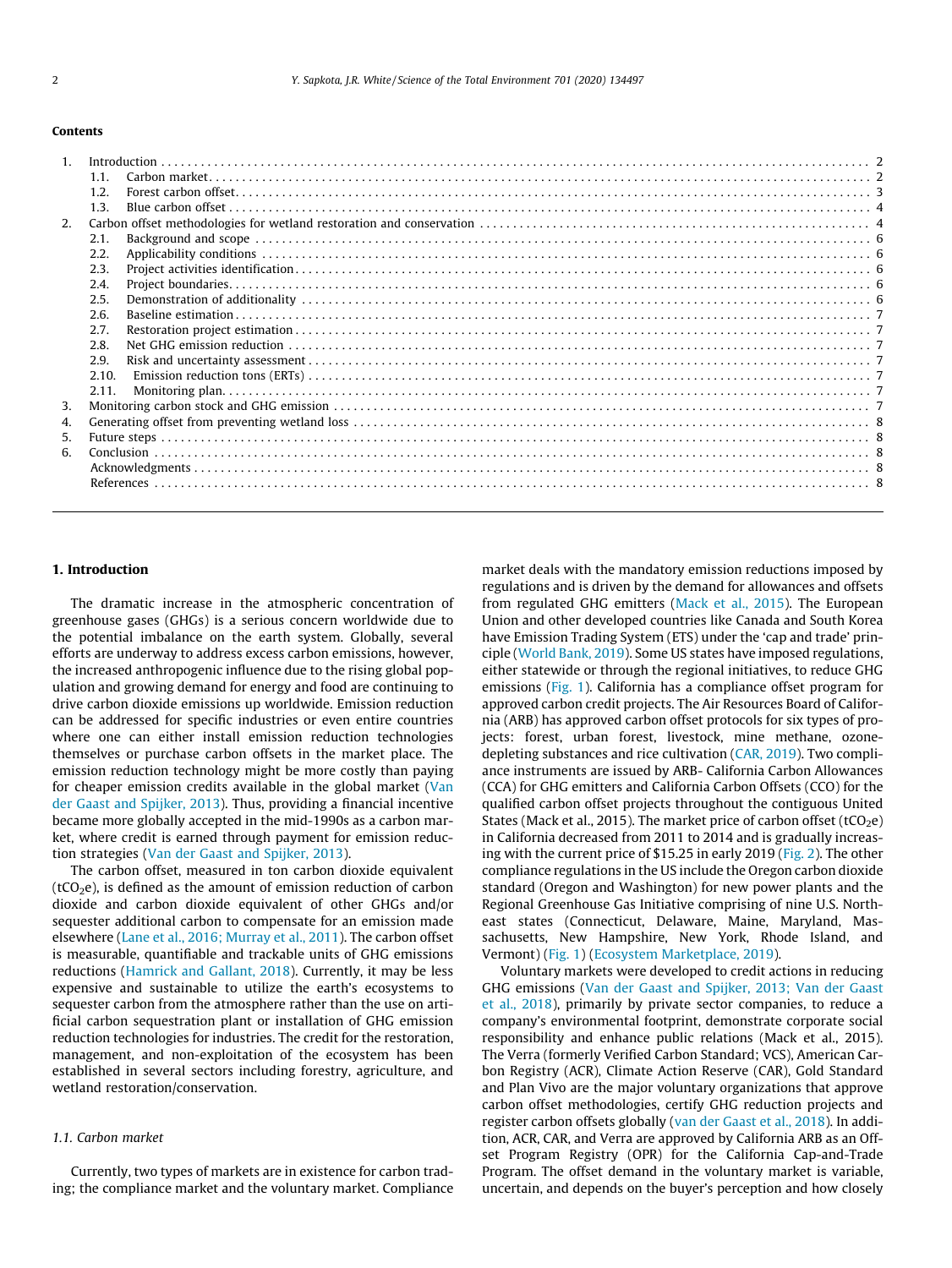## Contents

| | | |
|---|---|---|
| 1. | Introduction | 2 |
| | 1.1. Carbon market | 2 |
| | 1.2. Forest carbon offset | 3 |
| | 1.3. Blue carbon offset | 4 |
| 2. | Carbon offset methodologies for wetland restoration and conservation | 4 |
| | 2.1. Background and scope | 6 |
| | 2.2. Applicability conditions | 6 |
| | 2.3. Project activities identification | 6 |
| | 2.4. Project boundaries | 6 |
| | 2.5. Demonstration of additionality | 6 |
| | 2.6. Baseline estimation | 7 |
| | 2.7. Restoration project estimation | 7 |
| | 2.8. Net GHG emission reduction | 7 |
| | 2.9. Risk and uncertainty assessment | 7 |
| | 2.10. Emission reduction tons (ERTs) | 7 |
| | 2.11. Monitoring plan | 7 |
| 3. | Monitoring carbon stock and GHG emission | 7 |
| 4. | Generating offset from preventing wetland loss | 8 |
| 5. | Future steps | 8 |
| 6. | Conclusion | 8 |
| | Acknowledgments | 8 |
| | References | 8 |

# 1. Introduction

The dramatic increase in the atmospheric concentration of greenhouse gases (GHGs) is a serious concern worldwide due to the potential imbalance on the earth system. Globally, several efforts are underway to address excess carbon emissions, however, the increased anthropogenic influence due to the rising global population and growing demand for energy and food are continuing to drive carbon dioxide emissions up worldwide. Emission reduction can be addressed for specific industries or even entire countries where one can either install emission reduction technologies themselves or purchase carbon offsets in the market place. The emission reduction technology might be more costly than paying for cheaper emission credits available in the global market (Van der Gaast and Spijker, 2013). Thus, providing a financial incentive became more globally accepted in the mid-1990s as a carbon market, where credit is earned through payment for emission reduction strategies (Van der Gaast and Spijker, 2013).

The carbon offset, measured in ton carbon dioxide equivalent ($tCO_2e$), is defined as the amount of emission reduction of carbon dioxide and carbon dioxide equivalent of other GHGs and/or sequester additional carbon to compensate for an emission made elsewhere (Lane et al., 2016; Murray et al., 2011). The carbon offset is measurable, quantifiable and trackable units of GHG emissions reductions (Hamrick and Gallant, 2018). Currently, it may be less expensive and sustainable to utilize the earth's ecosystems to sequester carbon from the atmosphere rather than the use on artificial carbon sequestration plant or installation of GHG emission reduction technologies for industries. The credit for the restoration, management, and non-exploitation of the ecosystem has been established in several sectors including forestry, agriculture, and wetland restoration/conservation.

## 1.1. Carbon market

Currently, two types of markets are in existence for carbon trading; the compliance market and the voluntary market. Compliance market deals with the mandatory emission reductions imposed by regulations and is driven by the demand for allowances and offsets from regulated GHG emitters (Mack et al., 2015). The European Union and other developed countries like Canada and South Korea have Emission Trading System (ETS) under the 'cap and trade' principle (World Bank, 2019). Some US states have imposed regulations, either statewide or through the regional initiatives, to reduce GHG emissions (Fig. 1). California has a compliance offset program for approved carbon credit projects. The Air Resources Board of California (ARB) has approved carbon offset protocols for six types of projects: forest, urban forest, livestock, mine methane, ozone-depleting substances and rice cultivation (CAR, 2019). Two compliance instruments are issued by ARB- California Carbon Allowances (CCA) for GHG emitters and California Carbon Offsets (CCO) for the qualified carbon offset projects throughout the contiguous United States (Mack et al., 2015). The market price of carbon offset ($tCO_2e$) in California decreased from 2011 to 2014 and is gradually increasing with the current price of \$15.25 in early 2019 (Fig. 2). The other compliance regulations in the US include the Oregon carbon dioxide standard (Oregon and Washington) for new power plants and the Regional Greenhouse Gas Initiative comprising of nine U.S. Northeast states (Connecticut, Delaware, Maine, Maryland, Massachusetts, New Hampshire, New York, Rhode Island, and Vermont) (Fig. 1) (Ecosystem Marketplace, 2019).

Voluntary markets were developed to credit actions in reducing GHG emissions (Van der Gaast and Spijker, 2013; Van der Gaast et al., 2018), primarily by private sector companies, to reduce a company's environmental footprint, demonstrate corporate social responsibility and enhance public relations (Mack et al., 2015). The Verra (formerly Verified Carbon Standard; VCS), American Carbon Registry (ACR), Climate Action Reserve (CAR), Gold Standard and Plan Vivo are the major voluntary organizations that approve carbon offset methodologies, certify GHG reduction projects and register carbon offsets globally (van der Gaast et al., 2018). In addition, ACR, CAR, and Verra are approved by California ARB as an Offset Program Registry (OPR) for the California Cap-and-Trade Program. The offset demand in the voluntary market is variable, uncertain, and depends on the buyer's perception and how closely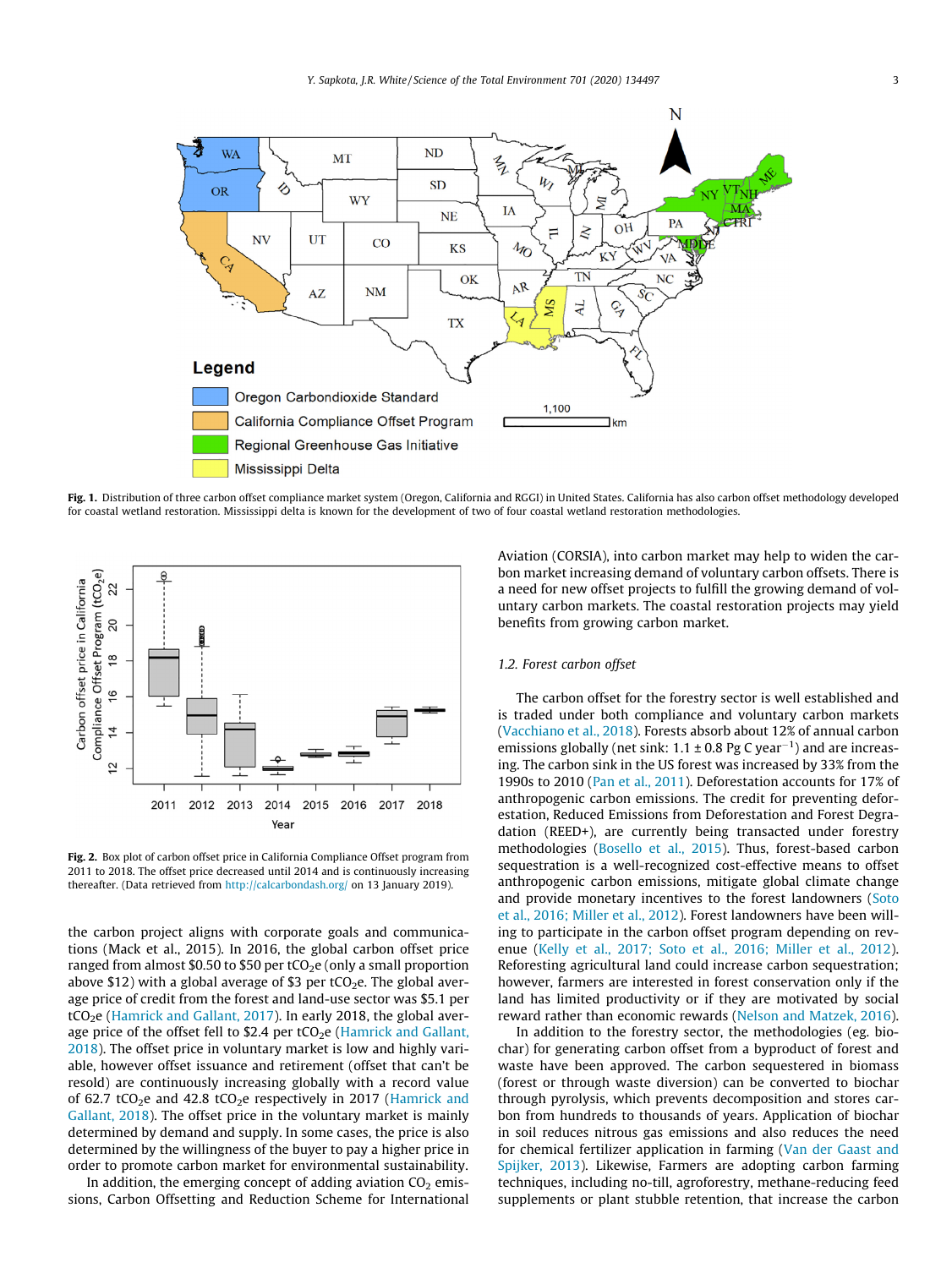**Fig. 1.** Distribution of three carbon offset compliance market system (Oregon, California and RGGI) in United States. California has also carbon offset methodology developed for coastal wetland restoration. Mississippi delta is known for the development of two of four coastal wetland restoration methodologies.

**Fig. 2.** Box plot of carbon offset price in California Compliance Offset program from 2011 to 2018. The offset price decreased until 2014 and is continuously increasing thereafter. (Data retrieved from http://calcarbondash.org/ on 13 January 2019).

the carbon project aligns with corporate goals and communications (Mack et al., 2015). In 2016, the global carbon offset price ranged from almost \$0.50 to \$50 per $tCO_2e$ (only a small proportion above \$12) with a global average of \$3 per $tCO_2e$. The global average price of credit from the forest and land-use sector was \$5.1 per $tCO_2e$ (Hamrick and Gallant, 2017). In early 2018, the global average price of the offset fell to \$2.4 per $tCO_2e$ (Hamrick and Gallant, 2018). The offset price in voluntary market is low and highly variable, however offset issuance and retirement (offset that can't be resold) are continuously increasing globally with a record value of 62.7 $tCO_2e$ and 42.8 $tCO_2e$ respectively in 2017 (Hamrick and Gallant, 2018). The offset price in the voluntary market is mainly determined by demand and supply. In some cases, the price is also determined by the willingness of the buyer to pay a higher price in order to promote carbon market for environmental sustainability.

In addition, the emerging concept of adding aviation $CO_2$ emissions, Carbon Offsetting and Reduction Scheme for International Aviation (CORSIA), into carbon market may help to widen the carbon market increasing demand of voluntary carbon offsets. There is a need for new offset projects to fulfill the growing demand of voluntary carbon markets. The coastal restoration projects may yield benefits from growing carbon market.

### *1.2. Forest carbon offset*

The carbon offset for the forestry sector is well established and is traded under both compliance and voluntary carbon markets (Vacchiano et al., 2018). Forests absorb about 12% of annual carbon emissions globally (net sink: 1.1 ± 0.8 Pg C $year^{-1}$) and are increasing. The carbon sink in the US forest was increased by 33% from the 1990s to 2010 (Pan et al., 2011). Deforestation accounts for 17% of anthropogenic carbon emissions. The credit for preventing deforestation, Reduced Emissions from Deforestation and Forest Degradation (REED+), are currently being transacted under forestry methodologies (Bosello et al., 2015). Thus, forest-based carbon sequestration is a well-recognized cost-effective means to offset anthropogenic carbon emissions, mitigate global climate change and provide monetary incentives to the forest landowners (Soto et al., 2016; Miller et al., 2012). Forest landowners have been willing to participate in the carbon offset program depending on revenue (Kelly et al., 2017; Soto et al., 2016; Miller et al., 2012). Reforesting agricultural land could increase carbon sequestration; however, farmers are interested in forest conservation only if the land has limited productivity or if they are motivated by social reward rather than economic rewards (Nelson and Matzek, 2016).

In addition to the forestry sector, the methodologies (eg. biochar) for generating carbon offset from a byproduct of forest and waste have been approved. The carbon sequestered in biomass (forest or through waste diversion) can be converted to biochar through pyrolysis, which prevents decomposition and stores carbon from hundreds to thousands of years. Application of biochar in soil reduces nitrous gas emissions and also reduces the need for chemical fertilizer application in farming (Van der Gaast and Spijker, 2013). Likewise, Farmers are adopting carbon farming techniques, including no-till, agroforestry, methane-reducing feed supplements or plant stubble retention, that increase the carbon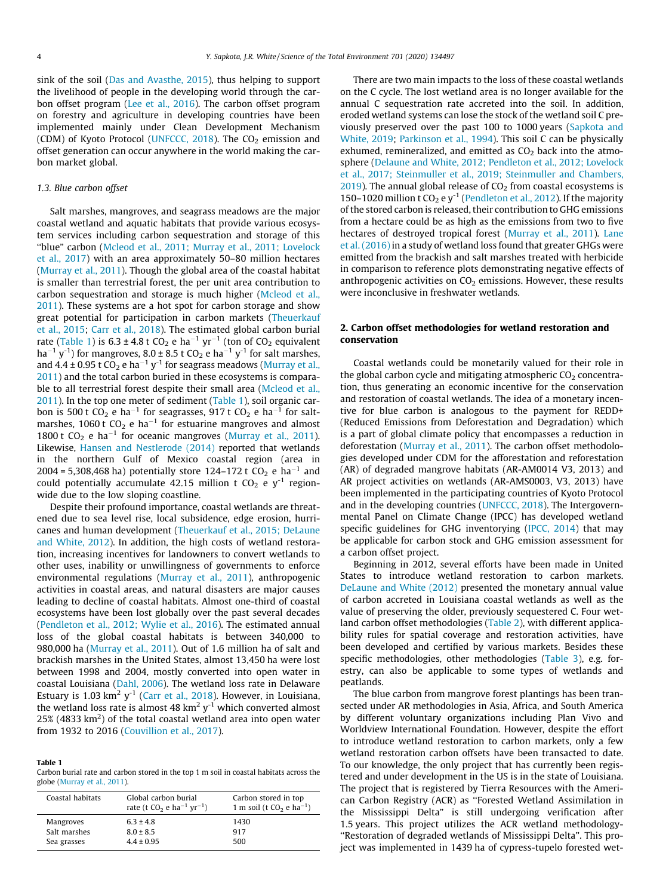sink of the soil (Das and Avasthe, 2015), thus helping to support the livelihood of people in the developing world through the carbon offset program (Lee et al., 2016). The carbon offset program on forestry and agriculture in developing countries have been implemented mainly under Clean Development Mechanism (CDM) of Kyoto Protocol (UNFCCC, 2018). The $CO_2$ emission and offset generation can occur anywhere in the world making the carbon market global.

### 1.3. Blue carbon offset

Salt marshes, mangroves, and seagrass meadows are the major coastal wetland and aquatic habitats that provide various ecosystem services including carbon sequestration and storage of this "blue" carbon (Mcleod et al., 2011; Murray et al., 2011; Lovelock et al., 2017) with an area approximately 50–80 million hectares (Murray et al., 2011). Though the global area of the coastal habitat is smaller than terrestrial forest, the per unit area contribution to carbon sequestration and storage is much higher (Mcleod et al., 2011). These systems are a hot spot for carbon storage and show great potential for participation in carbon markets (Theuerkauf et al., 2015; Carr et al., 2018). The estimated global carbon burial rate (Table 1) is 6.3 ± 4.8 t $CO_2$ e $ha^{-1}$ $yr^{-1}$ (ton of $CO_2$ equivalent $ha^{-1}$ $y^{-1}$) for mangroves, 8.0 ± 8.5 t $CO_2$ e $ha^{-1}$ $y^{-1}$ for salt marshes, and 4.4 ± 0.95 t $CO_2$ e $ha^{-1}$ $y^{-1}$ for seagrass meadows (Murray et al., 2011) and the total carbon buried in these ecosystems is comparable to all terrestrial forest despite their small area (Mcleod et al., 2011). In the top one meter of sediment (Table 1), soil organic carbon is 500 t $CO_2$ e $ha^{-1}$ for seagrasses, 917 t $CO_2$ e $ha^{-1}$ for salt-marshes, 1060 t $CO_2$ e $ha^{-1}$ for estuarine mangroves and almost 1800 t $CO_2$ e $ha^{-1}$ for oceanic mangroves (Murray et al., 2011). Likewise, Hansen and Nestlerode (2014) reported that wetlands in the northern Gulf of Mexico coastal region (area in 2004 = 5,308,468 ha) potentially store 124–172 t $CO_2$ e $ha^{-1}$ and could potentially accumulate 42.15 million t $CO_2$ e $y^{-1}$ region-wide due to the low sloping coastline.

Despite their profound importance, coastal wetlands are threatened due to sea level rise, local subsidence, edge erosion, hurricanes and human development (Theuerkauf et al., 2015; DeLaune and White, 2012). In addition, the high costs of wetland restoration, increasing incentives for landowners to convert wetlands to other uses, inability or unwillingness of governments to enforce environmental regulations (Murray et al., 2011), anthropogenic activities in coastal areas, and natural disasters are major causes leading to decline of coastal habitats. Almost one-third of coastal ecosystems have been lost globally over the past several decades (Pendleton et al., 2012; Wylie et al., 2016). The estimated annual loss of the global coastal habitats is between 340,000 to 980,000 ha (Murray et al., 2011). Out of 1.6 million ha of salt and brackish marshes in the United States, almost 13,450 ha were lost between 1998 and 2004, mostly converted into open water in coastal Louisiana (Dahl, 2006). The wetland loss rate in Delaware Estuary is 1.03 $km^2$ $y^{-1}$ (Carr et al., 2018). However, in Louisiana, the wetland loss rate is almost 48 $km^2$ $y^{-1}$ which converted almost 25% (4833 $km^2$) of the total coastal wetland area into open water from 1932 to 2016 (Couvillion et al., 2017).

**Table 1**
Carbon burial rate and carbon stored in the top 1 m soil in coastal habitats across the globe (Murray et al., 2011).

| Coastal habitats | Global carbon burial rate (t $CO_2$ e $ha^{-1}$ $yr^{-1}$) | Carbon stored in top 1 m soil (t $CO_2$ e $ha^{-1}$) |
|---|---|---|
| Mangroves | 6.3 ± 4.8 | 1430 |
| Salt marshes | 8.0 ± 8.5 | 917 |
| Sea grasses | 4.4 ± 0.95 | 500 |

There are two main impacts to the loss of these coastal wetlands on the C cycle. The lost wetland area is no longer available for the annual C sequestration rate accreted into the soil. In addition, eroded wetland systems can lose the stock of the wetland soil C previously preserved over the past 100 to 1000 years (Sapkota and White, 2019; Parkinson et al., 1994). This soil C can be physically exhumed, remineralized, and emitted as $CO_2$ back into the atmosphere (Delaune and White, 2012; Pendleton et al., 2012; Lovelock et al., 2017; Steinmuller et al., 2019; Steinmuller and Chambers, 2019). The annual global release of $CO_2$ from coastal ecosystems is 150–1020 million t $CO_2$ e $y^{-1}$ (Pendleton et al., 2012). If the majority of the stored carbon is released, their contribution to GHG emissions from a hectare could be as high as the emissions from two to five hectares of destroyed tropical forest (Murray et al., 2011). Lane et al. (2016) in a study of wetland loss found that greater GHGs were emitted from the brackish and salt marshes treated with herbicide in comparison to reference plots demonstrating negative effects of anthropogenic activities on $CO_2$ emissions. However, these results were inconclusive in freshwater wetlands.

## 2. Carbon offset methodologies for wetland restoration and conservation

Coastal wetlands could be monetarily valued for their role in the global carbon cycle and mitigating atmospheric $CO_2$ concentration, thus generating an economic incentive for the conservation and restoration of coastal wetlands. The idea of a monetary incentive for blue carbon is analogous to the payment for REDD+ (Reduced Emissions from Deforestation and Degradation) which is a part of global climate policy that encompasses a reduction in deforestation (Murray et al., 2011). The carbon offset methodologies developed under CDM for the afforestation and reforestation (AR) of degraded mangrove habitats (AR-AM0014 V3, 2013) and AR project activities on wetlands (AR-AMS0003, V3, 2013) have been implemented in the participating countries of Kyoto Protocol and in the developing countries (UNFCCC, 2018). The Intergovernmental Panel on Climate Change (IPCC) has developed wetland specific guidelines for GHG inventorying (IPCC, 2014) that may be applicable for carbon stock and GHG emission assessment for a carbon offset project.

Beginning in 2012, several efforts have been made in United States to introduce wetland restoration to carbon markets. DeLaune and White (2012) presented the monetary annual value of carbon accreted in Louisiana coastal wetlands as well as the value of preserving the older, previously sequestered C. Four wetland carbon offset methodologies (Table 2), with different applicability rules for spatial coverage and restoration activities, have been developed and certified by various markets. Besides these specific methodologies, other methodologies (Table 3), e.g. forestry, can also be applicable to some types of wetlands and peatlands.

The blue carbon from mangrove forest plantings has been transected under AR methodologies in Asia, Africa, and South America by different voluntary organizations including Plan Vivo and Worldview International Foundation. However, despite the effort to introduce wetland restoration to carbon markets, only a few wetland restoration carbon offsets have been transacted to date. To our knowledge, the only project that has currently been registered and under development in the US is in the state of Louisiana. The project that is registered by Tierra Resources with the American Carbon Registry (ACR) as "Forested Wetland Assimilation in the Mississippi Delta" is still undergoing verification after 1.5 years. This project utilizes the ACR wetland methodology-"Restoration of degraded wetlands of Mississippi Delta". This project was implemented in 1439 ha of cypress-tupelo forested wet-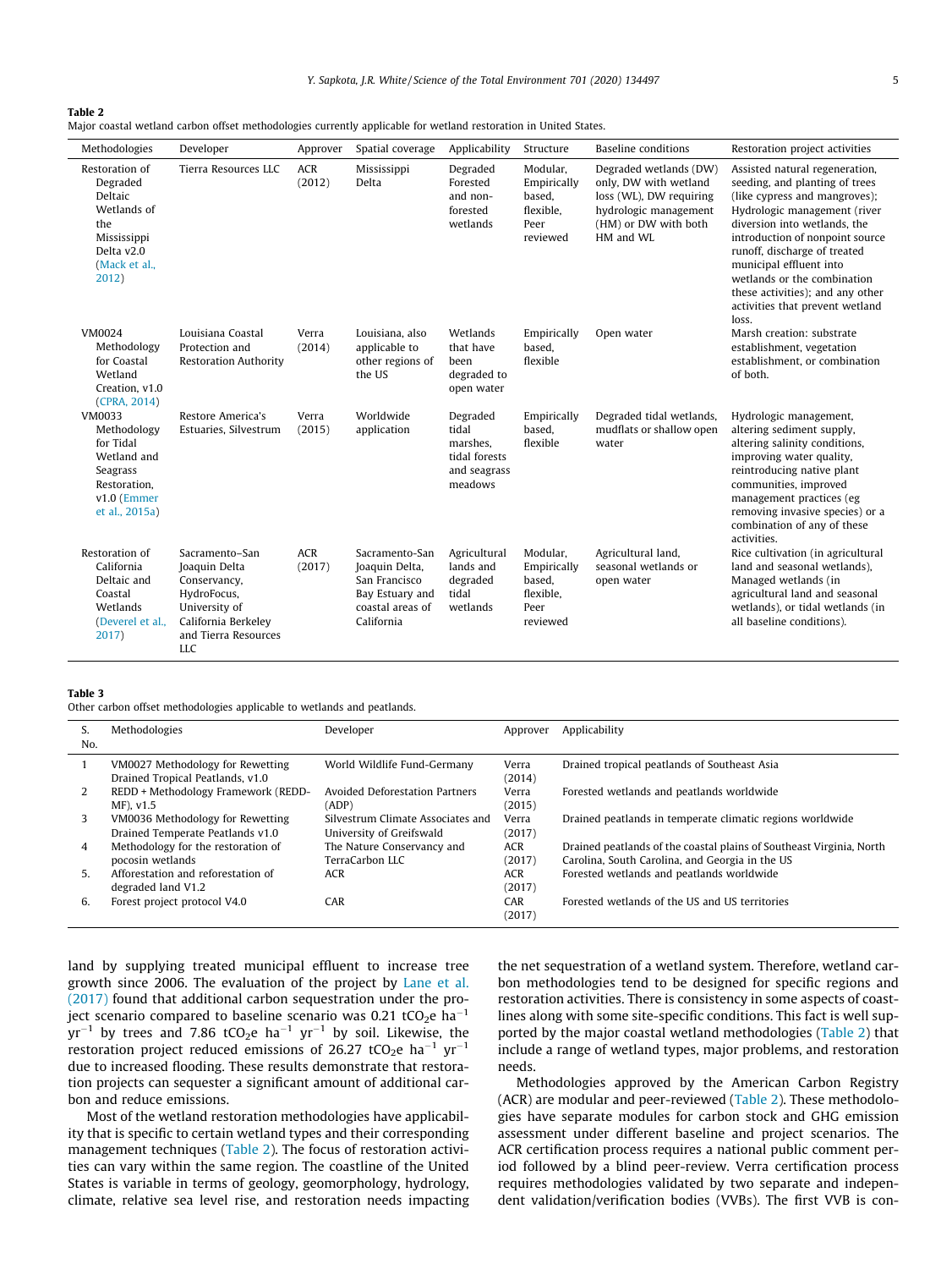**Table 2**
Major coastal wetland carbon offset methodologies currently applicable for wetland restoration in United States.

| Methodologies | Developer | Approver | Spatial coverage | Applicability | Structure | Baseline conditions | Restoration project activities |
|---|---|---|---|---|---|---|---|
| Restoration of Degraded Deltaic Wetlands of the Mississippi Delta v2.0 (Mack et al., 2012) | Tierra Resources LLC | ACR (2012) | Mississippi Delta | Degraded Forested and non-forested wetlands | Modular, Empirically based, flexible, Peer reviewed | Degraded wetlands (DW) only, DW with wetland loss (WL), DW requiring hydrologic management (HM) or DW with both HM and WL | Assisted natural regeneration, seeding, and planting of trees (like cypress and mangroves); Hydrologic management (river diversion into wetlands, the introduction of nonpoint source runoff, discharge of treated municipal effluent into wetlands or the combination these activities); and any other activities that prevent wetland loss. |
| VM0024 Methodology for Coastal Wetland Creation, v1.0 (CPRA, 2014) | Louisiana Coastal Protection and Restoration Authority | Verra (2014) | Louisiana, also applicable to other regions of the US | Wetlands that have been degraded to open water | Empirically based, flexible | Open water | Marsh creation: substrate establishment, vegetation establishment, or combination of both. |
| VM0033 Methodology for Tidal Wetland and Seagrass Restoration, v1.0 (Emmer et al., 2015a) | Restore America's Estuaries, Silvestrum | Verra (2015) | Worldwide application | Degraded tidal marshes, tidal forests and seagrass meadows | Empirically based, flexible | Degraded tidal wetlands, mudflats or shallow open water | Hydrologic management, altering sediment supply, altering salinity conditions, improving water quality, reintroducing native plant communities, improved management practices (eg removing invasive species) or a combination of any of these activities. |
| Restoration of California Deltaic and Coastal Wetlands (Deverel et al., 2017) | Sacramento–San Joaquin Delta Conservancy, HydroFocus, University of California Berkeley and Tierra Resources LLC | ACR (2017) | Sacramento-San Joaquin Delta, San Francisco Bay Estuary and coastal areas of California | Agricultural lands and degraded tidal wetlands | Modular, Empirically based, flexible, Peer reviewed | Agricultural land, seasonal wetlands or open water | Rice cultivation (in agricultural land and seasonal wetlands), Managed wetlands (in agricultural land and seasonal wetlands), or tidal wetlands (in all baseline conditions). |

**Table 3**
Other carbon offset methodologies applicable to wetlands and peatlands.

| S. No. | Methodologies | Developer | Approver | Applicability |
|---|---|---|---|---|
| 1 | VM0027 Methodology for Rewetting Drained Tropical Peatlands, v1.0 | World Wildlife Fund-Germany | Verra (2014) | Drained tropical peatlands of Southeast Asia |
| 2 | REDD + Methodology Framework (REDD-MF), v1.5 | Avoided Deforestation Partners (ADP) | Verra (2015) | Forested wetlands and peatlands worldwide |
| 3 | VM0036 Methodology for Rewetting Drained Temperate Peatlands v1.0 | Silvestrum Climate Associates and University of Greifswald | Verra (2017) | Drained peatlands in temperate climatic regions worldwide |
| 4 | Methodology for the restoration of pocosin wetlands | The Nature Conservancy and TerraCarbon LLC | ACR (2017) | Drained peatlands of the coastal plains of Southeast Virginia, North Carolina, South Carolina, and Georgia in the US |
| 5. | Afforestation and reforestation of degraded land V1.2 | ACR | ACR (2017) | Forested wetlands and peatlands worldwide |
| 6. | Forest project protocol V4.0 | CAR | CAR (2017) | Forested wetlands of the US and US territories |

land by supplying treated municipal effluent to increase tree growth since 2006. The evaluation of the project by Lane et al. (2017) found that additional carbon sequestration under the project scenario compared to baseline scenario was 0.21 $tCO_2e\ ha^{-1}\ yr^{-1}$ by trees and 7.86 $tCO_2e\ ha^{-1}\ yr^{-1}$ by soil. Likewise, the restoration project reduced emissions of 26.27 $tCO_2e\ ha^{-1}\ yr^{-1}$ due to increased flooding. These results demonstrate that restoration projects can sequester a significant amount of additional carbon and reduce emissions.

Most of the wetland restoration methodologies have applicability that is specific to certain wetland types and their corresponding management techniques (Table 2). The focus of restoration activities can vary within the same region. The coastline of the United States is variable in terms of geology, geomorphology, hydrology, climate, relative sea level rise, and restoration needs impacting the net sequestration of a wetland system. Therefore, wetland carbon methodologies tend to be designed for specific regions and restoration activities. There is consistency in some aspects of coastlines along with some site-specific conditions. This fact is well supported by the major coastal wetland methodologies (Table 2) that include a range of wetland types, major problems, and restoration needs.

Methodologies approved by the American Carbon Registry (ACR) are modular and peer-reviewed (Table 2). These methodologies have separate modules for carbon stock and GHG emission assessment under different baseline and project scenarios. The ACR certification process requires a national public comment period followed by a blind peer-review. Verra certification process requires methodologies validated by two separate and independent validation/verification bodies (VVBs). The first VVB is con-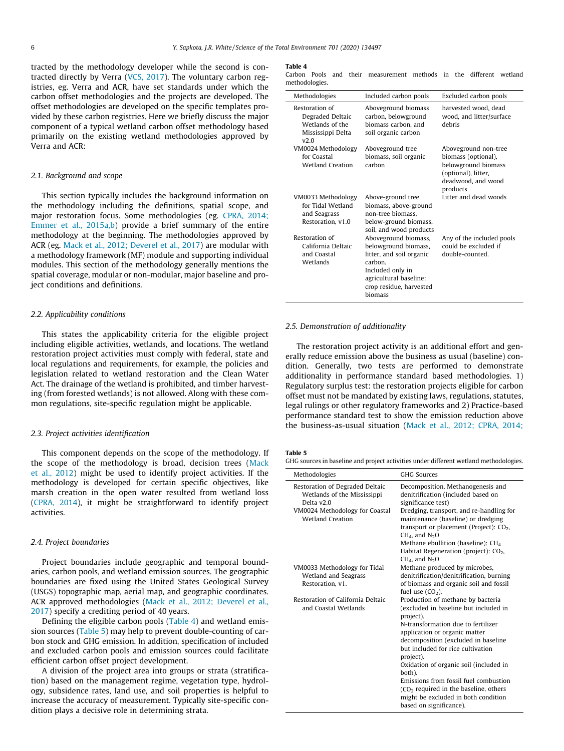tracted by the methodology developer while the second is contracted directly by Verra (VCS, 2017). The voluntary carbon registries, eg. Verra and ACR, have set standards under which the carbon offset methodologies and the projects are developed. The offset methodologies are developed on the specific templates provided by these carbon registries. Here we briefly discuss the major component of a typical wetland carbon offset methodology based primarily on the existing wetland methodologies approved by Verra and ACR:

### 2.1. Background and scope

This section typically includes the background information on the methodology including the definitions, spatial scope, and major restoration focus. Some methodologies (eg. CPRA, 2014; Emmer et al., 2015a,b) provide a brief summary of the entire methodology at the beginning. The methodologies approved by ACR (eg. Mack et al., 2012; Deverel et al., 2017) are modular with a methodology framework (MF) module and supporting individual modules. This section of the methodology generally mentions the spatial coverage, modular or non-modular, major baseline and project conditions and definitions.

### 2.2. Applicability conditions

This states the applicability criteria for the eligible project including eligible activities, wetlands, and locations. The wetland restoration project activities must comply with federal, state and local regulations and requirements, for example, the policies and legislation related to wetland restoration and the Clean Water Act. The drainage of the wetland is prohibited, and timber harvesting (from forested wetlands) is not allowed. Along with these common regulations, site-specific regulation might be applicable.

### 2.3. Project activities identification

This component depends on the scope of the methodology. If the scope of the methodology is broad, decision trees (Mack et al., 2012) might be used to identify project activities. If the methodology is developed for certain specific objectives, like marsh creation in the open water resulted from wetland loss (CPRA, 2014), it might be straightforward to identify project activities.

### 2.4. Project boundaries

Project boundaries include geographic and temporal boundaries, carbon pools, and wetland emission sources. The geographic boundaries are fixed using the United States Geological Survey (USGS) topographic map, aerial map, and geographic coordinates. ACR approved methodologies (Mack et al., 2012; Deverel et al., 2017) specify a crediting period of 40 years.

Defining the eligible carbon pools (Table 4) and wetland emission sources (Table 5) may help to prevent double-counting of carbon stock and GHG emission. In addition, specification of included and excluded carbon pools and emission sources could facilitate efficient carbon offset project development.

A division of the project area into groups or strata (stratification) based on the management regime, vegetation type, hydrology, subsidence rates, land use, and soil properties is helpful to increase the accuracy of measurement. Typically site-specific condition plays a decisive role in determining strata.

**Table 4**
Carbon Pools and their measurement methods in the different wetland methodologies.

| Methodologies | Included carbon pools | Excluded carbon pools |
|---|---|---|
| Restoration of Degraded Deltaic Wetlands of the Mississippi Delta v2.0 | Aboveground biomass carbon, belowground biomass carbon, and soil organic carbon | harvested wood, dead wood, and litter/surface debris |
| VM0024 Methodology for Coastal Wetland Creation | Aboveground tree biomass, soil organic carbon | Aboveground non-tree biomass (optional), belowground biomass (optional), litter, deadwood, and wood products |
| VM0033 Methodology for Tidal Wetland and Seagrass Restoration, v1.0 | Above-ground tree biomass, above-ground non-tree biomass, below-ground biomass, soil, and wood products | Litter and dead woods |
| Restoration of California Deltaic and Coastal Wetlands | Aboveground biomass, belowground biomass, litter, and soil organic carbon. Included only in agricultural baseline: crop residue, harvested biomass | Any of the included pools could be excluded if double-counted. |

### 2.5. Demonstration of additionality

The restoration project activity is an additional effort and generally reduce emission above the business as usual (baseline) condition. Generally, two tests are performed to demonstrate additionality in performance standard based methodologies. 1) Regulatory surplus test: the restoration projects eligible for carbon offset must not be mandated by existing laws, regulations, statutes, legal rulings or other regulatory frameworks and 2) Practice-based performance standard test to show the emission reduction above the business-as-usual situation (Mack et al., 2012; CPRA, 2014;

**Table 5**
GHG sources in baseline and project activities under different wetland methodologies.

| Methodologies | GHG Sources |
|---|---|
| Restoration of Degraded Deltaic Wetlands of the Mississippi Delta v2.0 | Decomposition, Methanogenesis and denitrification (included based on significance test) |
| VM0024 Methodology for Coastal Wetland Creation | Dredging, transport, and re-handling for maintenance (baseline) or dredging transport or placement (Project): $CO_2$, $CH_4$, and $N_2O$<br>Methane ebullition (baseline): $CH_4$<br>Habitat Regeneration (project): $CO_2$, $CH_4$, and $N_2O$ |
| VM0033 Methodology for Tidal Wetland and Seagrass Restoration, v1. | Methane produced by microbes, denitrification/denitrification, burning of biomass and organic soil and fossil fuel use ($CO_2$). |
| Restoration of California Deltaic and Coastal Wetlands | Production of methane by bacteria (excluded in baseline but included in project).<br>N-transformation due to fertilizer application or organic matter decomposition (excluded in baseline but included for rice cultivation project).<br>Oxidation of organic soil (included in both).<br>Emissions from fossil fuel combustion ($CO_2$ required in the baseline, others might be excluded in both condition based on significance). |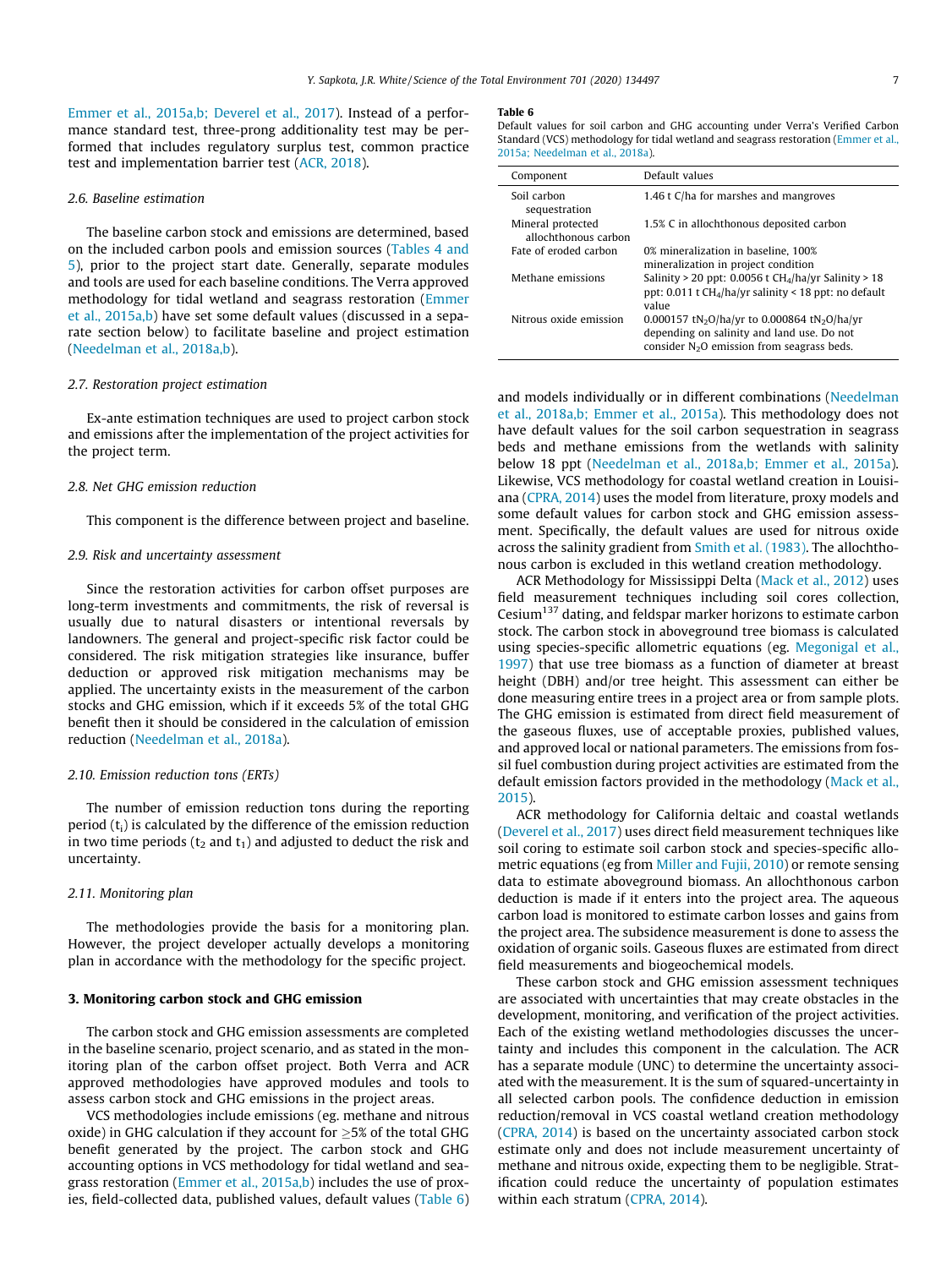Emmer et al., 2015a,b; Deverel et al., 2017). Instead of a performance standard test, three-prong additionality test may be performed that includes regulatory surplus test, common practice test and implementation barrier test (ACR, 2018).

### 2.6. Baseline estimation

The baseline carbon stock and emissions are determined, based on the included carbon pools and emission sources (Tables 4 and 5), prior to the project start date. Generally, separate modules and tools are used for each baseline conditions. The Verra approved methodology for tidal wetland and seagrass restoration (Emmer et al., 2015a,b) have set some default values (discussed in a separate section below) to facilitate baseline and project estimation (Needelman et al., 2018a,b).

### 2.7. Restoration project estimation

Ex-ante estimation techniques are used to project carbon stock and emissions after the implementation of the project activities for the project term.

### 2.8. Net GHG emission reduction

This component is the difference between project and baseline.

### 2.9. Risk and uncertainty assessment

Since the restoration activities for carbon offset purposes are long-term investments and commitments, the risk of reversal is usually due to natural disasters or intentional reversals by landowners. The general and project-specific risk factor could be considered. The risk mitigation strategies like insurance, buffer deduction or approved risk mitigation mechanisms may be applied. The uncertainty exists in the measurement of the carbon stocks and GHG emission, which if it exceeds 5% of the total GHG benefit then it should be considered in the calculation of emission reduction (Needelman et al., 2018a).

### 2.10. Emission reduction tons (ERTs)

The number of emission reduction tons during the reporting period ($t_i$) is calculated by the difference of the emission reduction in two time periods ($t_2$ and $t_1$) and adjusted to deduct the risk and uncertainty.

### 2.11. Monitoring plan

The methodologies provide the basis for a monitoring plan. However, the project developer actually develops a monitoring plan in accordance with the methodology for the specific project.

## 3. Monitoring carbon stock and GHG emission

The carbon stock and GHG emission assessments are completed in the baseline scenario, project scenario, and as stated in the monitoring plan of the carbon offset project. Both Verra and ACR approved methodologies have approved modules and tools to assess carbon stock and GHG emissions in the project areas.

VCS methodologies include emissions (eg. methane and nitrous oxide) in GHG calculation if they account for $\geq$5% of the total GHG benefit generated by the project. The carbon stock and GHG accounting options in VCS methodology for tidal wetland and seagrass restoration (Emmer et al., 2015a,b) includes the use of proxies, field-collected data, published values, default values (Table 6) and models individually or in different combinations (Needelman et al., 2018a,b; Emmer et al., 2015a). This methodology does not have default values for the soil carbon sequestration in seagrass beds and methane emissions from the wetlands with salinity below 18 ppt (Needelman et al., 2018a,b; Emmer et al., 2015a). Likewise, VCS methodology for coastal wetland creation in Louisiana (CPRA, 2014) uses the model from literature, proxy models and some default values for carbon stock and GHG emission assessment. Specifically, the default values are used for nitrous oxide across the salinity gradient from Smith et al. (1983). The allochthonous carbon is excluded in this wetland creation methodology.

**Table 6**
Default values for soil carbon and GHG accounting under Verra's Verified Carbon Standard (VCS) methodology for tidal wetland and seagrass restoration (Emmer et al., 2015a; Needelman et al., 2018a).

| Component | Default values |
|---|---|
| Soil carbon sequestration | 1.46 t C/ha for marshes and mangroves |
| Mineral protected allochthonous carbon | 1.5% C in allochthonous deposited carbon |
| Fate of eroded carbon | 0% mineralization in baseline, 100% mineralization in project condition |
| Methane emissions | Salinity > 20 ppt: 0.0056 t $CH_4$/ha/yr Salinity > 18 ppt: 0.011 t $CH_4$/ha/yr salinity < 18 ppt: no default value |
| Nitrous oxide emission | 0.000157 t$N_2O$/ha/yr to 0.000864 t$N_2O$/ha/yr depending on salinity and land use. Do not consider $N_2O$ emission from seagrass beds. |

ACR Methodology for Mississippi Delta (Mack et al., 2012) uses field measurement techniques including soil cores collection, Cesium[137] dating, and feldspar marker horizons to estimate carbon stock. The carbon stock in aboveground tree biomass is calculated using species-specific allometric equations (eg. Megonigal et al., 1997) that use tree biomass as a function of diameter at breast height (DBH) and/or tree height. This assessment can either be done measuring entire trees in a project area or from sample plots. The GHG emission is estimated from direct field measurement of the gaseous fluxes, use of acceptable proxies, published values, and approved local or national parameters. The emissions from fossil fuel combustion during project activities are estimated from the default emission factors provided in the methodology (Mack et al., 2015).

ACR methodology for California deltaic and coastal wetlands (Deverel et al., 2017) uses direct field measurement techniques like soil coring to estimate soil carbon stock and species-specific allometric equations (eg from Miller and Fujii, 2010) or remote sensing data to estimate aboveground biomass. An allochthonous carbon deduction is made if it enters into the project area. The aqueous carbon load is monitored to estimate carbon losses and gains from the project area. The subsidence measurement is done to assess the oxidation of organic soils. Gaseous fluxes are estimated from direct field measurements and biogeochemical models.

These carbon stock and GHG emission assessment techniques are associated with uncertainties that may create obstacles in the development, monitoring, and verification of the project activities. Each of the existing wetland methodologies discusses the uncertainty and includes this component in the calculation. The ACR has a separate module (UNC) to determine the uncertainty associated with the measurement. It is the sum of squared-uncertainty in all selected carbon pools. The confidence deduction in emission reduction/removal in VCS coastal wetland creation methodology (CPRA, 2014) is based on the uncertainty associated carbon stock estimate only and does not include measurement uncertainty of methane and nitrous oxide, expecting them to be negligible. Stratification could reduce the uncertainty of population estimates within each stratum (CPRA, 2014).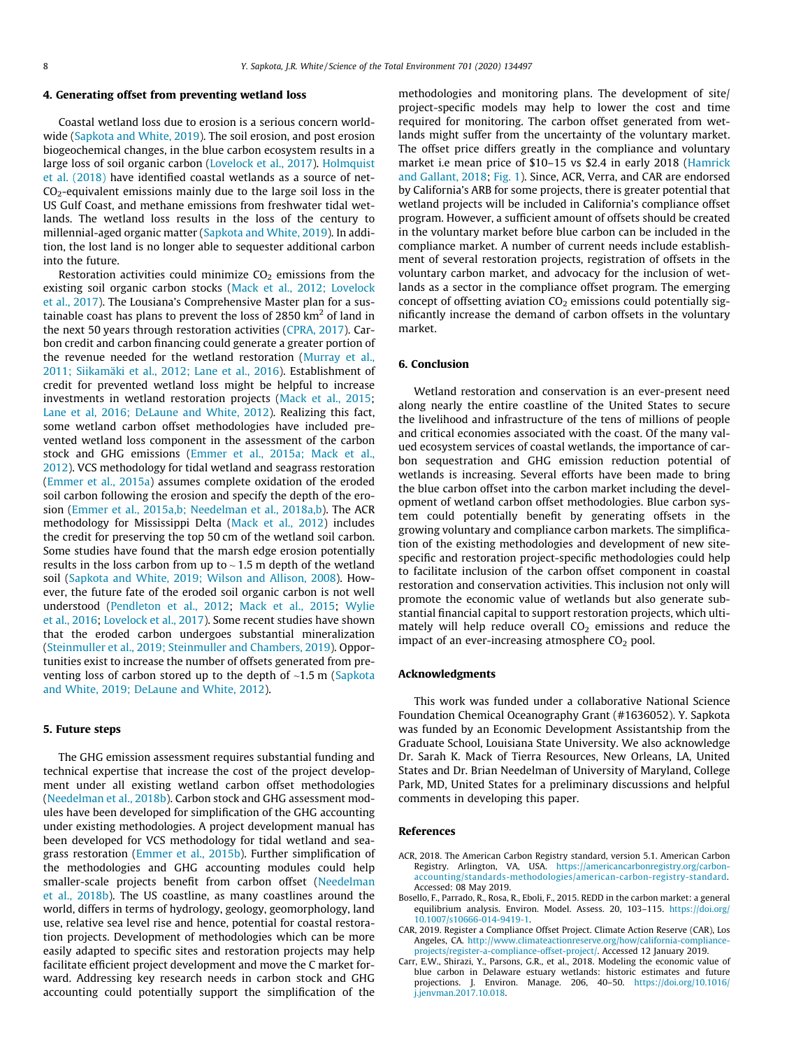## 4. Generating offset from preventing wetland loss

Coastal wetland loss due to erosion is a serious concern worldwide (Sapkota and White, 2019). The soil erosion, and post erosion biogeochemical changes, in the blue carbon ecosystem results in a large loss of soil organic carbon (Lovelock et al., 2017). Holmquist et al. (2018) have identified coastal wetlands as a source of net-$CO_2$-equivalent emissions mainly due to the large soil loss in the US Gulf Coast, and methane emissions from freshwater tidal wetlands. The wetland loss results in the loss of the century to millennial-aged organic matter (Sapkota and White, 2019). In addition, the lost land is no longer able to sequester additional carbon into the future.

Restoration activities could minimize $CO_2$ emissions from the existing soil organic carbon stocks (Mack et al., 2012; Lovelock et al., 2017). The Lousiana's Comprehensive Master plan for a sustainable coast has plans to prevent the loss of 2850 $km^2$ of land in the next 50 years through restoration activities (CPRA, 2017). Carbon credit and carbon financing could generate a greater portion of the revenue needed for the wetland restoration (Murray et al., 2011; Siikamäki et al., 2012; Lane et al., 2016). Establishment of credit for prevented wetland loss might be helpful to increase investments in wetland restoration projects (Mack et al., 2015; Lane et al, 2016; DeLaune and White, 2012). Realizing this fact, some wetland carbon offset methodologies have included prevented wetland loss component in the assessment of the carbon stock and GHG emissions (Emmer et al., 2015a; Mack et al., 2012). VCS methodology for tidal wetland and seagrass restoration (Emmer et al., 2015a) assumes complete oxidation of the eroded soil carbon following the erosion and specify the depth of the erosion (Emmer et al., 2015a,b; Needelman et al., 2018a,b). The ACR methodology for Mississippi Delta (Mack et al., 2012) includes the credit for preserving the top 50 cm of the wetland soil carbon. Some studies have found that the marsh edge erosion potentially results in the loss carbon from up to ~ 1.5 m depth of the wetland soil (Sapkota and White, 2019; Wilson and Allison, 2008). However, the future fate of the eroded soil organic carbon is not well understood (Pendleton et al., 2012; Mack et al., 2015; Wylie et al., 2016; Lovelock et al., 2017). Some recent studies have shown that the eroded carbon undergoes substantial mineralization (Steinmuller et al., 2019; Steinmuller and Chambers, 2019). Opportunities exist to increase the number of offsets generated from preventing loss of carbon stored up to the depth of ~1.5 m (Sapkota and White, 2019; DeLaune and White, 2012).

## 5. Future steps

The GHG emission assessment requires substantial funding and technical expertise that increase the cost of the project development under all existing wetland carbon offset methodologies (Needelman et al., 2018b). Carbon stock and GHG assessment modules have been developed for simplification of the GHG accounting under existing methodologies. A project development manual has been developed for VCS methodology for tidal wetland and seagrass restoration (Emmer et al., 2015b). Further simplification of the methodologies and GHG accounting modules could help smaller-scale projects benefit from carbon offset (Needelman et al., 2018b). The US coastline, as many coastlines around the world, differs in terms of hydrology, geology, geomorphology, land use, relative sea level rise and hence, potential for coastal restoration projects. Development of methodologies which can be more easily adapted to specific sites and restoration projects may help facilitate efficient project development and move the C market forward. Addressing key research needs in carbon stock and GHG accounting could potentially support the simplification of the methodologies and monitoring plans. The development of site/project-specific models may help to lower the cost and time required for monitoring. The carbon offset generated from wetlands might suffer from the uncertainty of the voluntary market. The offset price differs greatly in the compliance and voluntary market i.e mean price of \$10–15 vs \$2.4 in early 2018 (Hamrick and Gallant, 2018; Fig. 1). Since, ACR, Verra, and CAR are endorsed by California's ARB for some projects, there is greater potential that wetland projects will be included in California's compliance offset program. However, a sufficient amount of offsets should be created in the voluntary market before blue carbon can be included in the compliance market. A number of current needs include establishment of several restoration projects, registration of offsets in the voluntary carbon market, and advocacy for the inclusion of wetlands as a sector in the compliance offset program. The emerging concept of offsetting aviation $CO_2$ emissions could potentially significantly increase the demand of carbon offsets in the voluntary market.

## 6. Conclusion

Wetland restoration and conservation is an ever-present need along nearly the entire coastline of the United States to secure the livelihood and infrastructure of the tens of millions of people and critical economies associated with the coast. Of the many valued ecosystem services of coastal wetlands, the importance of carbon sequestration and GHG emission reduction potential of wetlands is increasing. Several efforts have been made to bring the blue carbon offset into the carbon market including the development of wetland carbon offset methodologies. Blue carbon system could potentially benefit by generating offsets in the growing voluntary and compliance carbon markets. The simplification of the existing methodologies and development of new site-specific and restoration project-specific methodologies could help to facilitate inclusion of the carbon offset component in coastal restoration and conservation activities. This inclusion not only will promote the economic value of wetlands but also generate substantial financial capital to support restoration projects, which ultimately will help reduce overall $CO_2$ emissions and reduce the impact of an ever-increasing atmosphere $CO_2$ pool.

## Acknowledgments

This work was funded under a collaborative National Science Foundation Chemical Oceanography Grant (#1636052). Y. Sapkota was funded by an Economic Development Assistantship from the Graduate School, Louisiana State University. We also acknowledge Dr. Sarah K. Mack of Tierra Resources, New Orleans, LA, United States and Dr. Brian Needelman of University of Maryland, College Park, MD, United States for a preliminary discussions and helpful comments in developing this paper.

## References

ACR, 2018. The American Carbon Registry standard, version 5.1. American Carbon Registry. Arlington, VA, USA. https://americancarbonregistry.org/carbon-accounting/standards-methodologies/american-carbon-registry-standard. Accessed: 08 May 2019.

Bosello, F., Parrado, R., Rosa, R., Eboli, F., 2015. REDD in the carbon market: a general equilibrium analysis. Environ. Model. Assess. 20, 103–115. https://doi.org/10.1007/s10666-014-9419-1.

CAR, 2019. Register a Compliance Offset Project. Climate Action Reserve (CAR), Los Angeles, CA. http://www.climateactionreserve.org/how/california-compliance-projects/register-a-compliance-offset-project/. Accessed 12 January 2019.

Carr, E.W., Shirazi, Y., Parsons, G.R., et al., 2018. Modeling the economic value of blue carbon in Delaware estuary wetlands: historic estimates and future projections. J. Environ. Manage. 206, 40–50. https://doi.org/10.1016/j.jenvman.2017.10.018.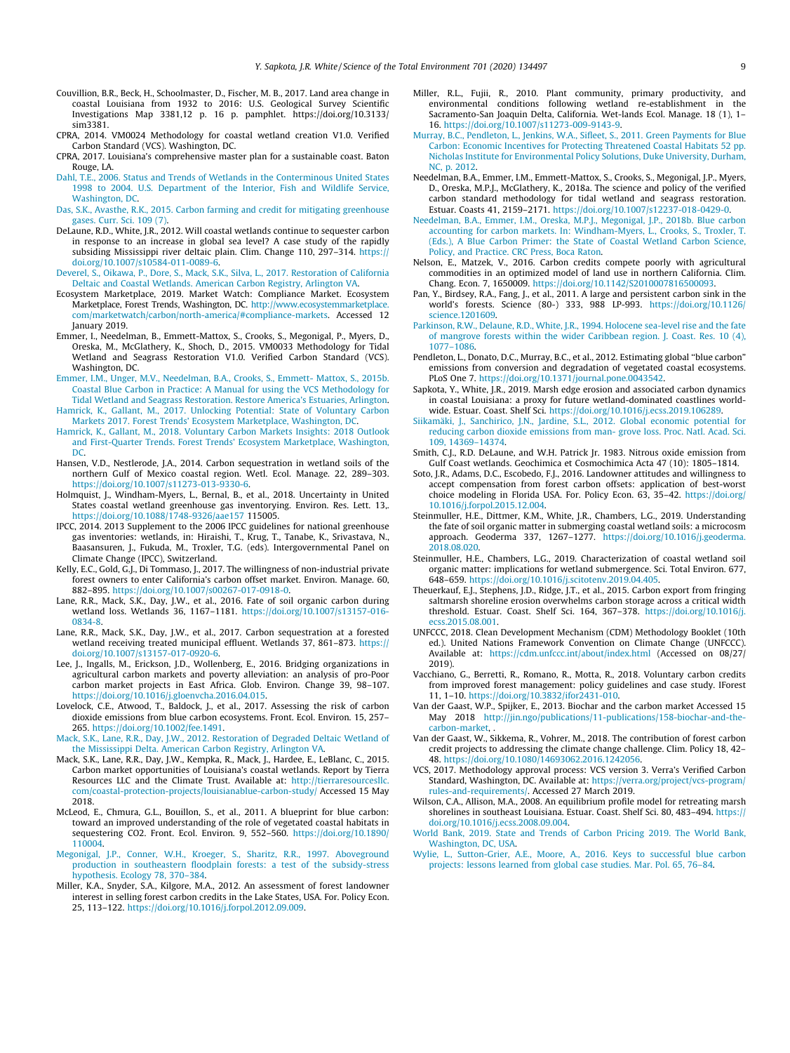Couvillion, B.R., Beck, H., Schoolmaster, D., Fischer, M. B., 2017. Land area change in coastal Louisiana from 1932 to 2016: U.S. Geological Survey Scientific Investigations Map 3381,12 p. 16 p. pamphlet. https://doi.org/10.3133/sim3381.

CPRA, 2014. VM0024 Methodology for coastal wetland creation V1.0. Verified Carbon Standard (VCS). Washington, DC.

CPRA, 2017. Louisiana's comprehensive master plan for a sustainable coast. Baton Rouge, LA.

Dahl, T.E., 2006. Status and Trends of Wetlands in the Conterminous United States 1998 to 2004. U.S. Department of the Interior, Fish and Wildlife Service, Washington, DC.

Das, S.K., Avasthe, R.K., 2015. Carbon farming and credit for mitigating greenhouse gases. Curr. Sci. 109 (7).

DeLaune, R.D., White, J.R., 2012. Will coastal wetlands continue to sequester carbon in response to an increase in global sea level? A case study of the rapidly subsiding Mississippi river deltaic plain. Clim. Change 110, 297–314. https://doi.org/10.1007/s10584-011-0089-6.

Deverel, S., Oikawa, P., Dore, S., Mack, S.K., Silva, L., 2017. Restoration of California Deltaic and Coastal Wetlands. American Carbon Registry, Arlington VA.

Ecosystem Marketplace, 2019. Market Watch: Compliance Market. Ecosystem Marketplace, Forest Trends, Washington, DC. http://www.ecosystemmarketplace.com/marketwatch/carbon/north-america/#compliance-markets. Accessed 12 January 2019.

Emmer, I., Needelman, B., Emmett-Mattox, S., Crooks, S., Megonigal, P., Myers, D., Oreska, M., McGlathery, K., Shoch, D., 2015. VM0033 Methodology for Tidal Wetland and Seagrass Restoration V1.0. Verified Carbon Standard (VCS). Washington, DC.

Emmer, I.M., Unger, M.V., Needelman, B.A., Crooks, S., Emmett- Mattox, S., 2015b. Coastal Blue Carbon in Practice: A Manual for using the VCS Methodology for Tidal Wetland and Seagrass Restoration. Restore America's Estuaries, Arlington.

Hamrick, K., Gallant, M., 2017. Unlocking Potential: State of Voluntary Carbon Markets 2017. Forest Trends' Ecosystem Marketplace, Washington, DC.

Hamrick, K., Gallant, M., 2018. Voluntary Carbon Markets Insights: 2018 Outlook and First-Quarter Trends. Forest Trends' Ecosystem Marketplace, Washington, DC.

Hansen, V.D., Nestlerode, J.A., 2014. Carbon sequestration in wetland soils of the northern Gulf of Mexico coastal region. Wetl. Ecol. Manage. 22, 289–303. https://doi.org/10.1007/s11273-013-9330-6.

Holmquist, J., Windham-Myers, L., Bernal, B., et al., 2018. Uncertainty in United States coastal wetland greenhouse gas inventorying. Environ. Res. Lett. 13,. https://doi.org/10.1088/1748-9326/aae157 115005.

IPCC, 2014. 2013 Supplement to the 2006 IPCC guidelines for national greenhouse gas inventories: wetlands, in: Hiraishi, T., Krug, T., Tanabe, K., Srivastava, N., Baasansuren, J., Fukuda, M., Troxler, T.G. (eds). Intergovernmental Panel on Climate Change (IPCC), Switzerland.

Kelly, E.C., Gold, G.J., Di Tommaso, J., 2017. The willingness of non-industrial private forest owners to enter California's carbon offset market. Environ. Manage. 60, 882–895. https://doi.org/10.1007/s00267-017-0918-0.

Lane, R.R., Mack, S.K., Day, J.W., et al., 2016. Fate of soil organic carbon during wetland loss. Wetlands 36, 1167–1181. https://doi.org/10.1007/s13157-016-0834-8.

Lane, R.R., Mack, S.K., Day, J.W., et al., 2017. Carbon sequestration at a forested wetland receiving treated municipal effluent. Wetlands 37, 861–873. https://doi.org/10.1007/s13157-017-0920-6.

Lee, J., Ingalls, M., Erickson, J.D., Wollenberg, E., 2016. Bridging organizations in agricultural carbon markets and poverty alleviation: an analysis of pro-Poor carbon market projects in East Africa. Glob. Environ. Change 39, 98–107. https://doi.org/10.1016/j.gloenvcha.2016.04.015.

Lovelock, C.E., Atwood, T., Baldock, J., et al., 2017. Assessing the risk of carbon dioxide emissions from blue carbon ecosystems. Front. Ecol. Environ. 15, 257–265. https://doi.org/10.1002/fee.1491.

Mack, S.K., Lane, R.R., Day, J.W., 2012. Restoration of Degraded Deltaic Wetland of the Mississippi Delta. American Carbon Registry, Arlington VA.

Mack, S.K., Lane, R.R., Day, J.W., Kempka, R., Mack, J., Hardee, E., LeBlanc, C., 2015. Carbon market opportunities of Louisiana's coastal wetlands. Report by Tierra Resources LLC and the Climate Trust. Available at: http://tierraresourcesllc.com/coastal-protection-projects/louisianablue-carbon-study/ Accessed 15 May 2018.

McLeod, E., Chmura, G.L., Bouillon, S., et al., 2011. A blueprint for blue carbon: toward an improved understanding of the role of vegetated coastal habitats in sequestering CO2. Front. Ecol. Environ. 9, 552–560. https://doi.org/10.1890/110004.

Megonigal, J.P., Conner, W.H., Kroeger, S., Sharitz, R.R., 1997. Aboveground production in southeastern floodplain forests: a test of the subsidy-stress hypothesis. Ecology 78, 370–384.

Miller, K.A., Snyder, S.A., Kilgore, M.A., 2012. An assessment of forest landowner interest in selling forest carbon credits in the Lake States, USA. For. Policy Econ. 25, 113–122. https://doi.org/10.1016/j.forpol.2012.09.009.

Miller, R.L., Fujii, R., 2010. Plant community, primary productivity, and environmental conditions following wetland re-establishment in the Sacramento-San Joaquin Delta, California. Wet-lands Ecol. Manage. 18 (1), 1–16. https://doi.org/10.1007/s11273-009-9143-9.

Murray, B.C., Pendleton, L., Jenkins, W.A., Sifleet, S., 2011. Green Payments for Blue Carbon: Economic Incentives for Protecting Threatened Coastal Habitats 52 pp. Nicholas Institute for Environmental Policy Solutions, Duke University, Durham, NC, p. 2012.

Needelman, B.A., Emmer, I.M., Emmett-Mattox, S., Crooks, S., Megonigal, J.P., Myers, D., Oreska, M.P.J., McGlathery, K., 2018a. The science and policy of the verified carbon standard methodology for tidal wetland and seagrass restoration. Estuar. Coasts 41, 2159–2171. https://doi.org/10.1007/s12237-018-0429-0.

Needelman, B.A., Emmer, I.M., Oreska, M.P.J., Megonigal, J.P., 2018b. Blue carbon accounting for carbon markets. In: Windham-Myers, L., Crooks, S., Troxler, T. (Eds.), A Blue Carbon Primer: the State of Coastal Wetland Carbon Science, Policy, and Practice. CRC Press, Boca Raton.

Nelson, E., Matzek, V., 2016. Carbon credits compete poorly with agricultural commodities in an optimized model of land use in northern California. Clim. Chang. Econ. 7, 1650009. https://doi.org/10.1142/S2010007816500093.

Pan, Y., Birdsey, R.A., Fang, J., et al., 2011. A large and persistent carbon sink in the world's forests. Science (80-) 333, 988 LP-993. https://doi.org/10.1126/science.1201609.

Parkinson, R.W., Delaune, R.D., White, J.R., 1994. Holocene sea-level rise and the fate of mangrove forests within the wider Caribbean region. J. Coast. Res. 10 (4), 1077–1086.

Pendleton, L., Donato, D.C., Murray, B.C., et al., 2012. Estimating global "blue carbon" emissions from conversion and degradation of vegetated coastal ecosystems. PLoS One 7. https://doi.org/10.1371/journal.pone.0043542.

Sapkota, Y., White, J.R., 2019. Marsh edge erosion and associated carbon dynamics in coastal Louisiana: a proxy for future wetland-dominated coastlines world-wide. Estuar. Coast. Shelf Sci. https://doi.org/10.1016/j.ecss.2019.106289.

Siikamäki, J., Sanchirico, J.N., Jardine, S.L., 2012. Global economic potential for reducing carbon dioxide emissions from man- grove loss. Proc. Natl. Acad. Sci. 109, 14369–14374.

Smith, C.J., R.D. DeLaune, and W.H. Patrick Jr. 1983. Nitrous oxide emission from Gulf Coast wetlands. Geochimica et Cosmochimica Acta 47 (10): 1805–1814.

Soto, J.R., Adams, D.C., Escobedo, F.J., 2016. Landowner attitudes and willingness to accept compensation from forest carbon offsets: application of best-worst choice modeling in Florida USA. For. Policy Econ. 63, 35–42. https://doi.org/10.1016/j.forpol.2015.12.004.

Steinmuller, H.E., Dittmer, K.M., White, J.R., Chambers, L.G., 2019. Understanding the fate of soil organic matter in submerging coastal wetland soils: a microcosm approach. Geoderma 337, 1267–1277. https://doi.org/10.1016/j.geoderma.2018.08.020.

Steinmuller, H.E., Chambers, L.G., 2019. Characterization of coastal wetland soil organic matter: implications for wetland submergence. Sci. Total Environ. 677, 648–659. https://doi.org/10.1016/j.scitotenv.2019.04.405.

Theuerkauf, E.J., Stephens, J.D., Ridge, J.T., et al., 2015. Carbon export from fringing saltmarsh shoreline erosion overwhelms carbon storage across a critical width threshold. Estuar. Coast. Shelf Sci. 164, 367–378. https://doi.org/10.1016/j.ecss.2015.08.001.

UNFCCC, 2018. Clean Development Mechanism (CDM) Methodology Booklet (10th ed.). United Nations Framework Convention on Climate Change (UNFCCC). Available at: https://cdm.unfccc.int/about/index.html (Accessed on 08/27/2019).

Vacchiano, G., Berretti, R., Romano, R., Motta, R., 2018. Voluntary carbon credits from improved forest management: policy guidelines and case study. IForest 11, 1–10. https://doi.org/10.3832/ifor2431-010.

Van der Gaast, W.P., Spijker, E., 2013. Biochar and the carbon market Accessed 15 May 2018 http://jin.ngo/publications/11-publications/158-biochar-and-the-carbon-market, .

Van der Gaast, W., Sikkema, R., Vohrer, M., 2018. The contribution of forest carbon credit projects to addressing the climate change challenge. Clim. Policy 18, 42–48. https://doi.org/10.1080/14693062.2016.1242056.

VCS, 2017. Methodology approval process: VCS version 3. Verra's Verified Carbon Standard, Washington, DC. Available at: https://verra.org/project/vcs-program/rules-and-requirements/. Accessed 27 March 2019.

Wilson, C.A., Allison, M.A., 2008. An equilibrium profile model for retreating marsh shorelines in southeast Louisiana. Estuar. Coast. Shelf Sci. 80, 483–494. https://doi.org/10.1016/j.ecss.2008.09.004.

World Bank, 2019. State and Trends of Carbon Pricing 2019. The World Bank, Washington, DC, USA.

Wylie, L., Sutton-Grier, A.E., Moore, A., 2016. Keys to successful blue carbon projects: lessons learned from global case studies. Mar. Pol. 65, 76–84.